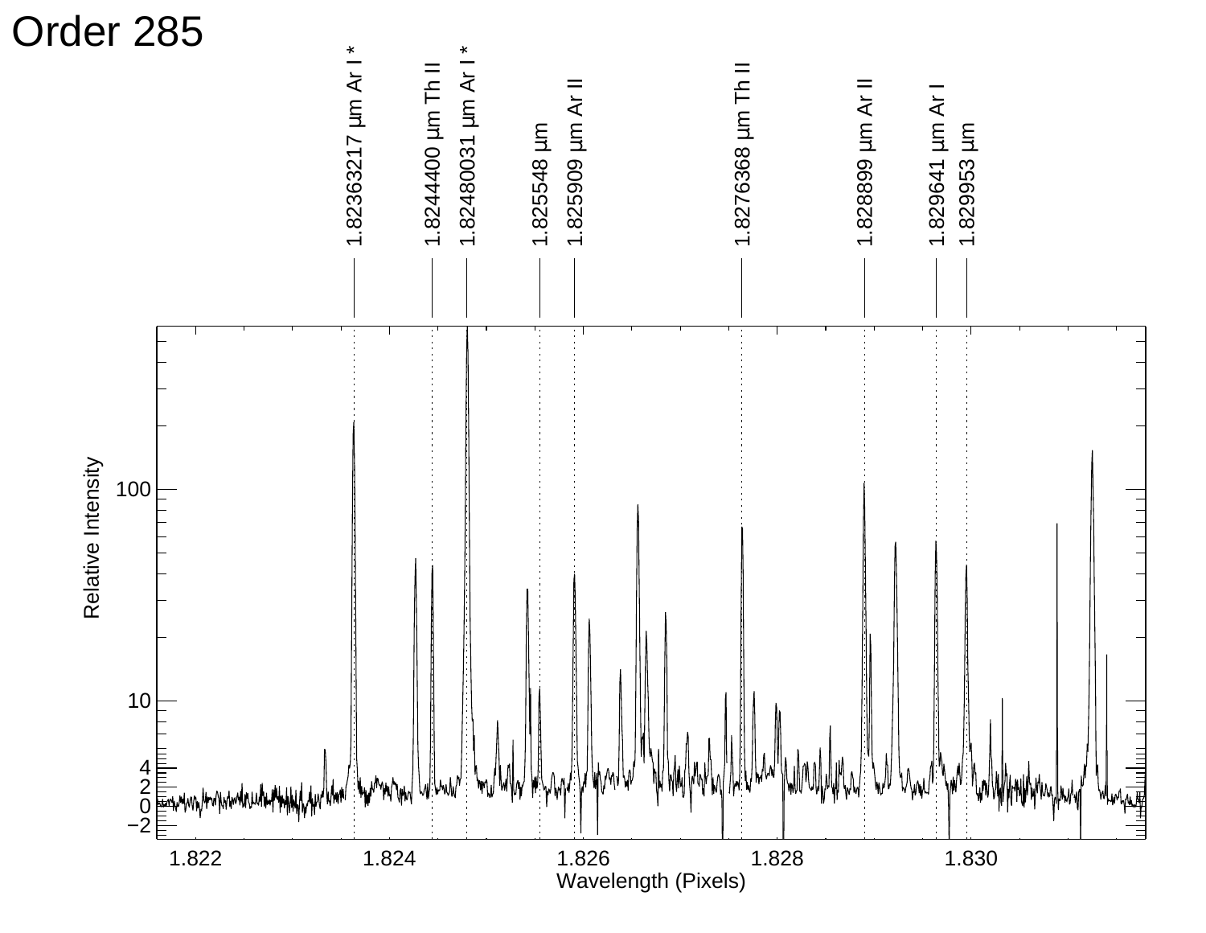# Order 285

1.82363217 μm Ar I *

1.8244400 μm Th II

1.82480031 μm Ar I *

1.825548 μm

1.825909 μm Ar II

1.8276368 μm Th II

1.828899 μm Ar II

1.829641 μm Ar I

1.829953 μm

Relative Intensity

Wavelength (Pixels)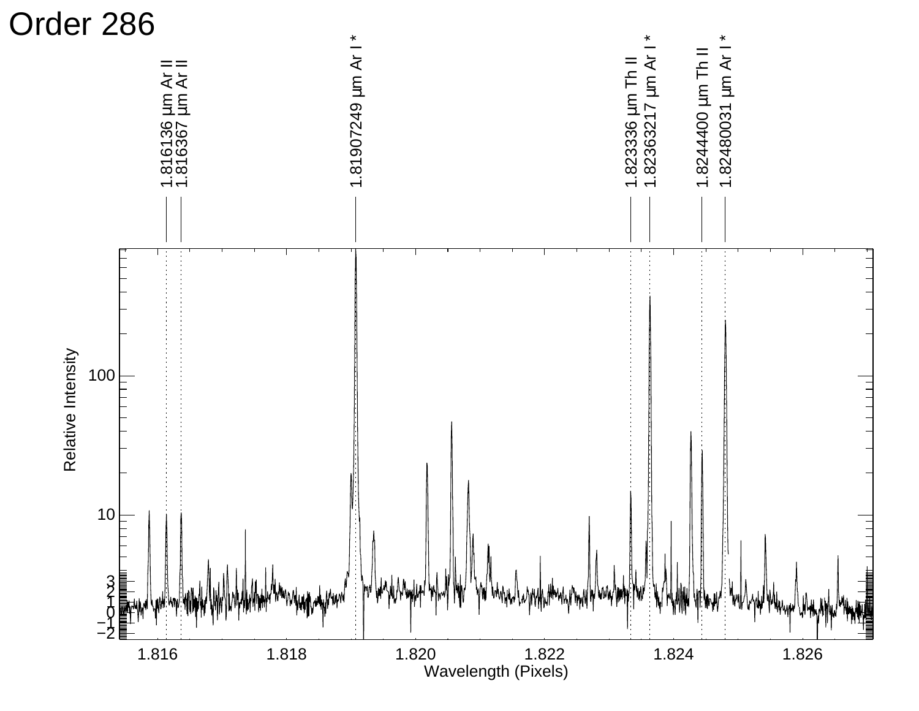# Order 286

1.816136 µm Ar II
1.816367 µm Ar II
1.81907249 µm Ar I *
1.823336 µm Th II
1.82363217 µm Ar I *
1.8244400 µm Th II
1.82480031 µm Ar I *

Relative Intensity

Wavelength (Pixels)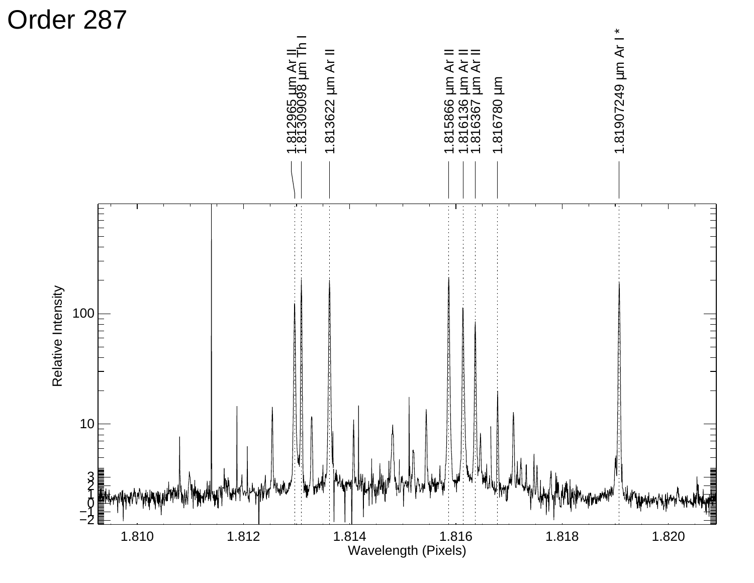# Order 287

1.812965 µm Ar II
1.81309098 µm Th I
1.813622 µm Ar II
1.815866 µm Ar II
1.816136 µm Ar II
1.816367 µm Ar II
1.816780 µm
1.81907249 µm Ar I *

Relative Intensity

100

10

3
2
1
0
−1
−2

1.810 1.812 1.814 1.816 1.818 1.820

Wavelength (Pixels)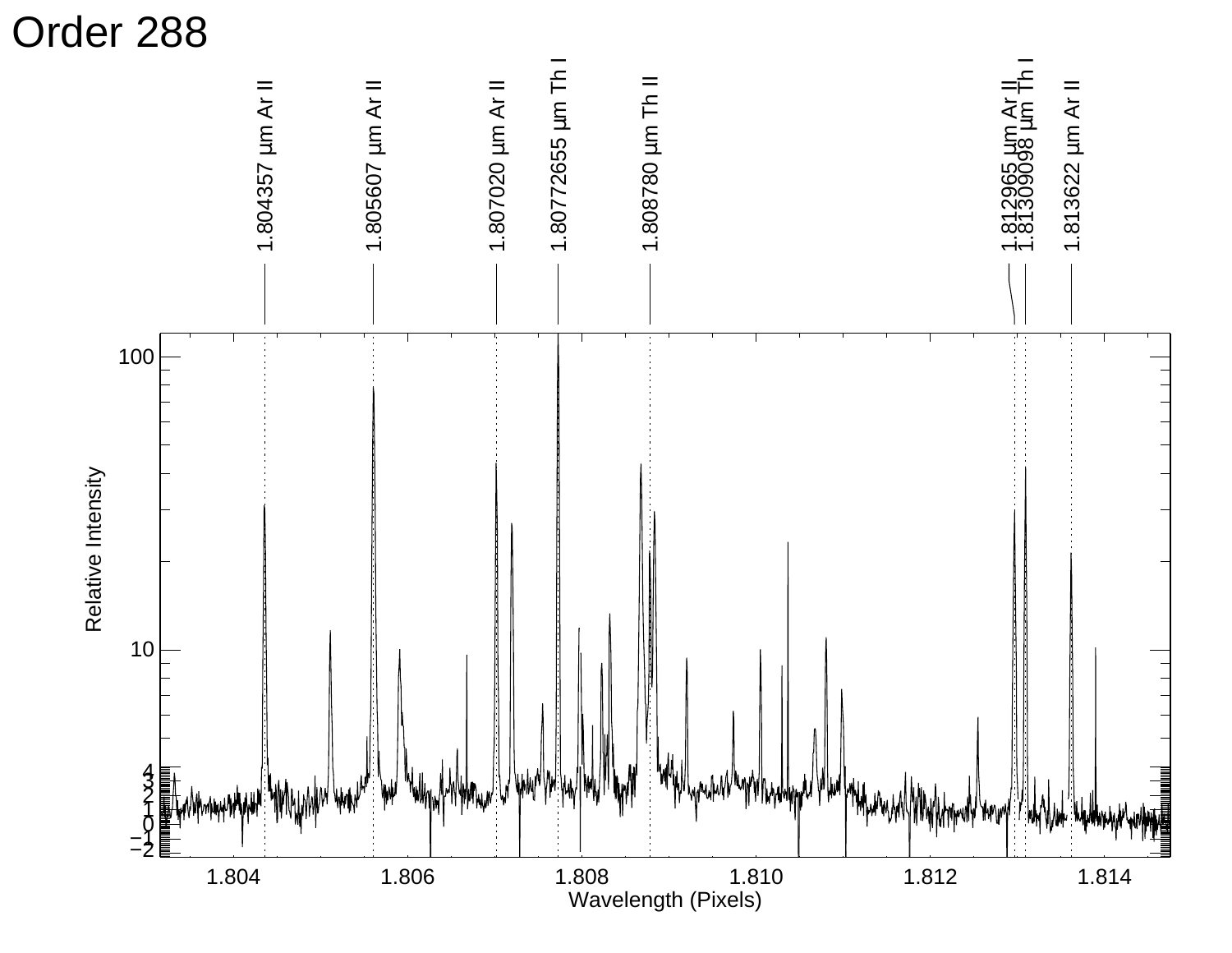# Order 288

1.804357 μm Ar II

1.805607 μm Ar II

1.807020 μm Ar II

1.80772655 μm Th I

1.808780 μm Th II

1.812965 μm Ar II

1.81309098 μm Th I

1.813622 μm Ar II

Relative Intensity

Wavelength (Pixels)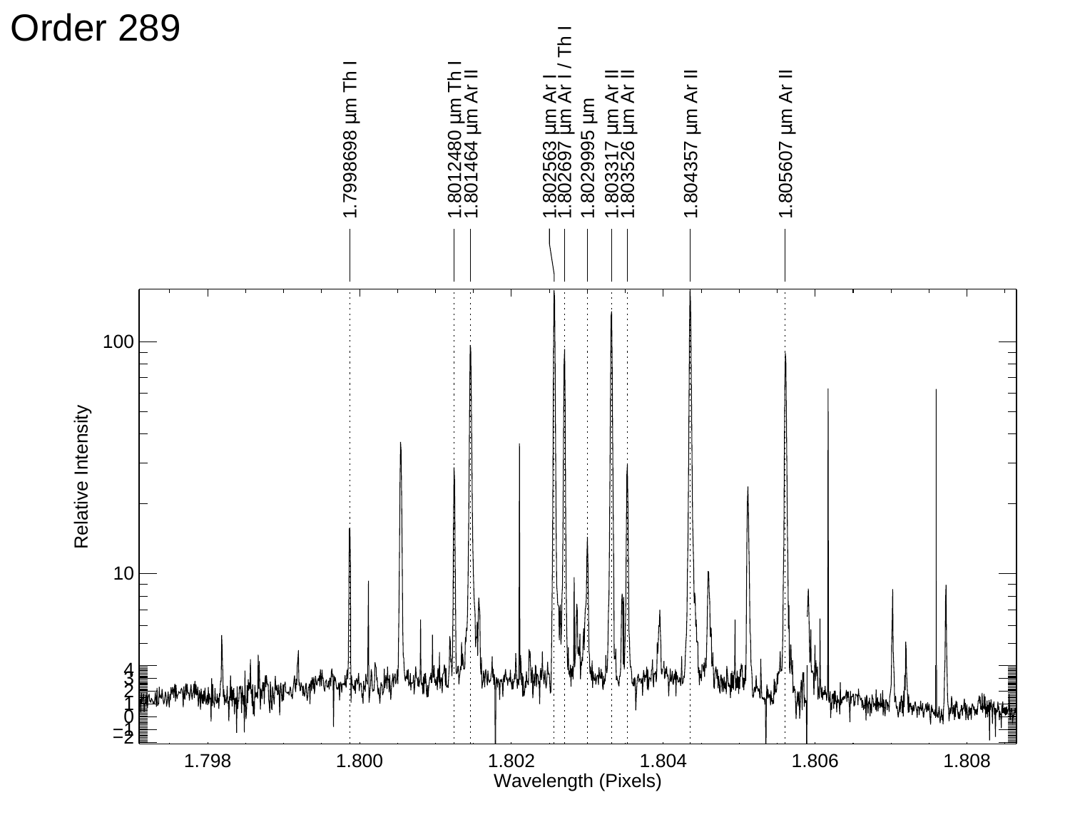# Order 289

1.7998698 μm Th I

1.8012480 μm Th I

1.801464 μm Ar II

1.802563 μm Ar I

1.802697 μm Ar I / Th I

1.8029995 μm

1.803317 μm Ar II

1.803526 μm Ar II

1.804357 μm Ar II

1.805607 μm Ar II

Relative Intensity

Wavelength (Pixels)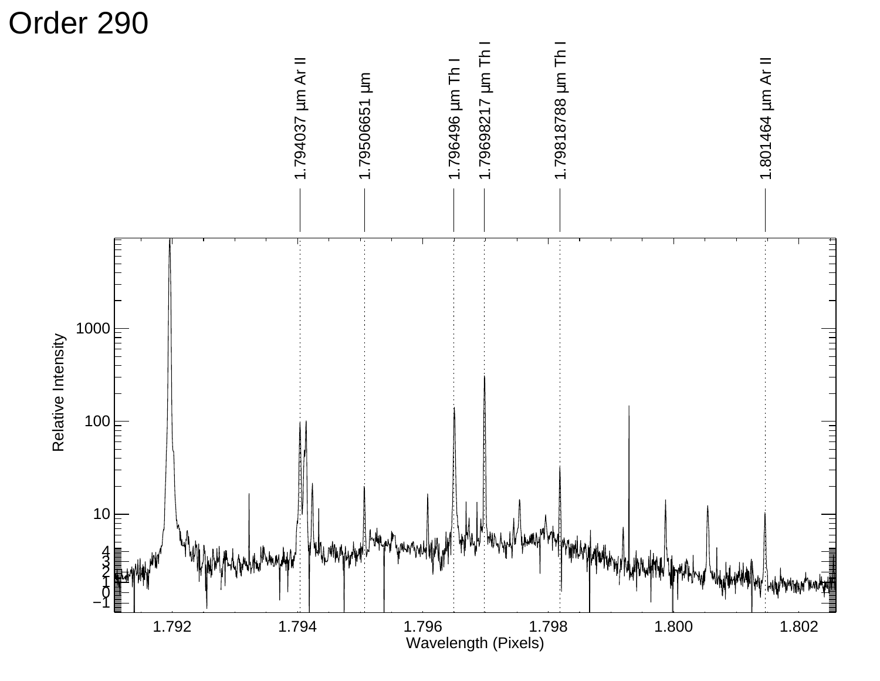# Order 290

1.794037 µm Ar II

1.79506651 µm

1.796496 µm Th I

1.79698217 µm Th I

1.79818788 µm Th I

1.801464 µm Ar II

Relative Intensity

Wavelength (Pixels)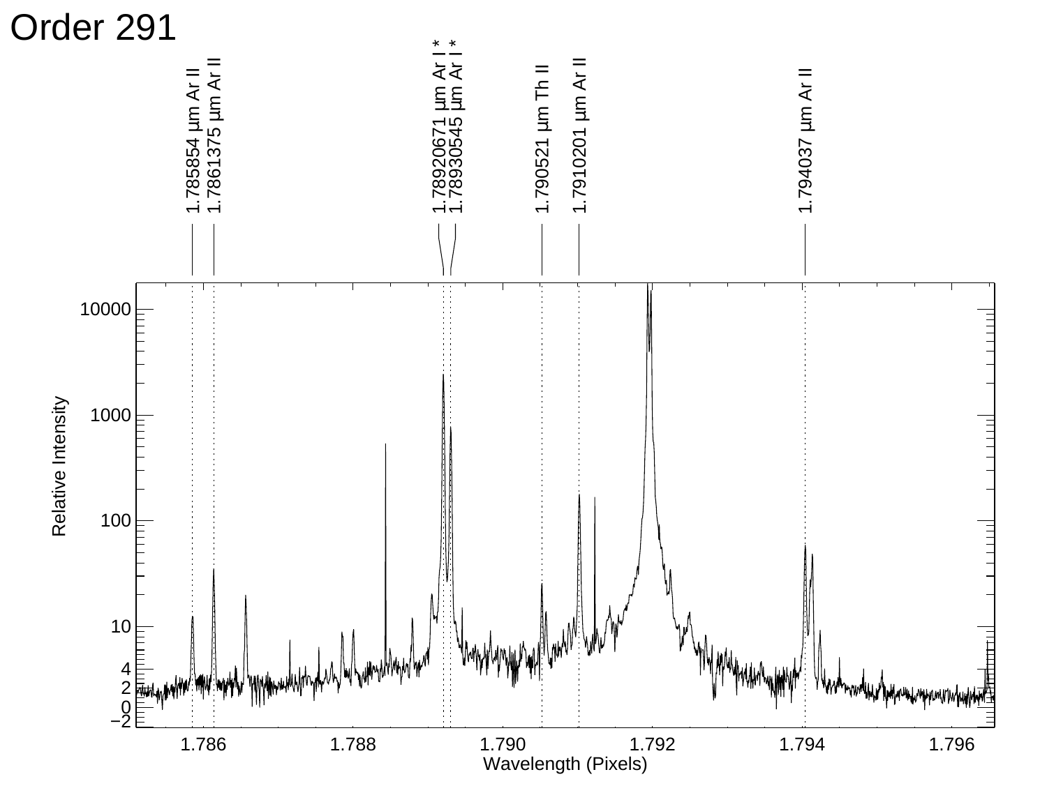# Order 291

1.785854 μm Ar II
1.7861375 μm Ar II
1.78920671 μm Ar I *
1.78930545 μm Ar I *
1.790521 μm Th II
1.7910201 μm Ar II
1.794037 μm Ar II

Relative Intensity

Wavelength (Pixels)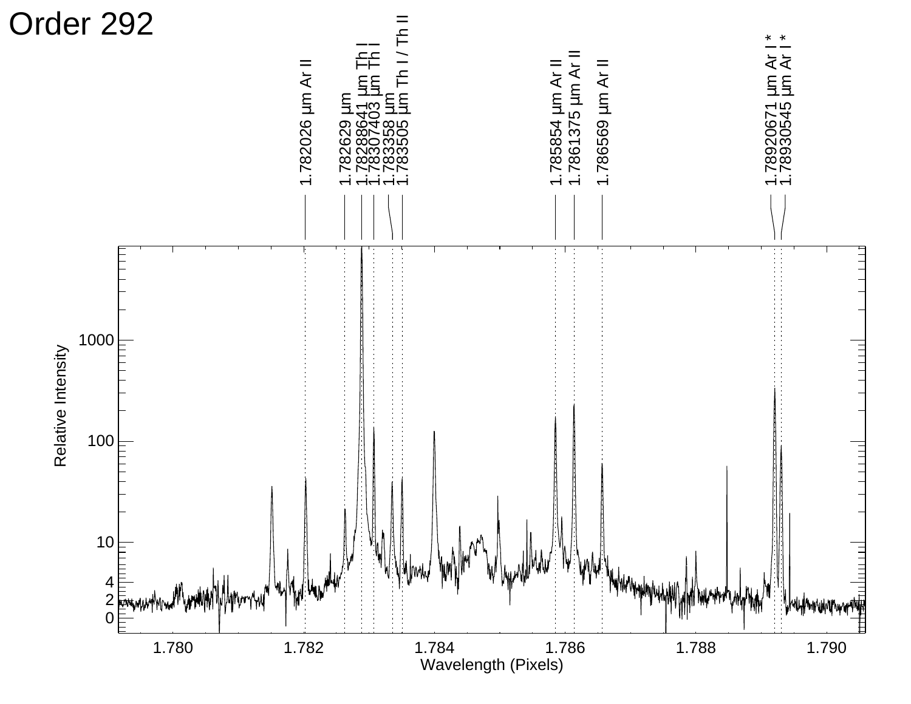# Order 292

1.782026 μm Ar II
1.782629 μm
1.7828641 μm Th I
1.7830403 μm Th I
1.783358 μm
1.783505 μm Th I / Th II
1.785854 μm Ar II
1.7861375 μm Ar II
1.786569 μm Ar II
1.78920671 μm Ar I *
1.78930545 μm Ar I *

Relative Intensity

Wavelength (Pixels)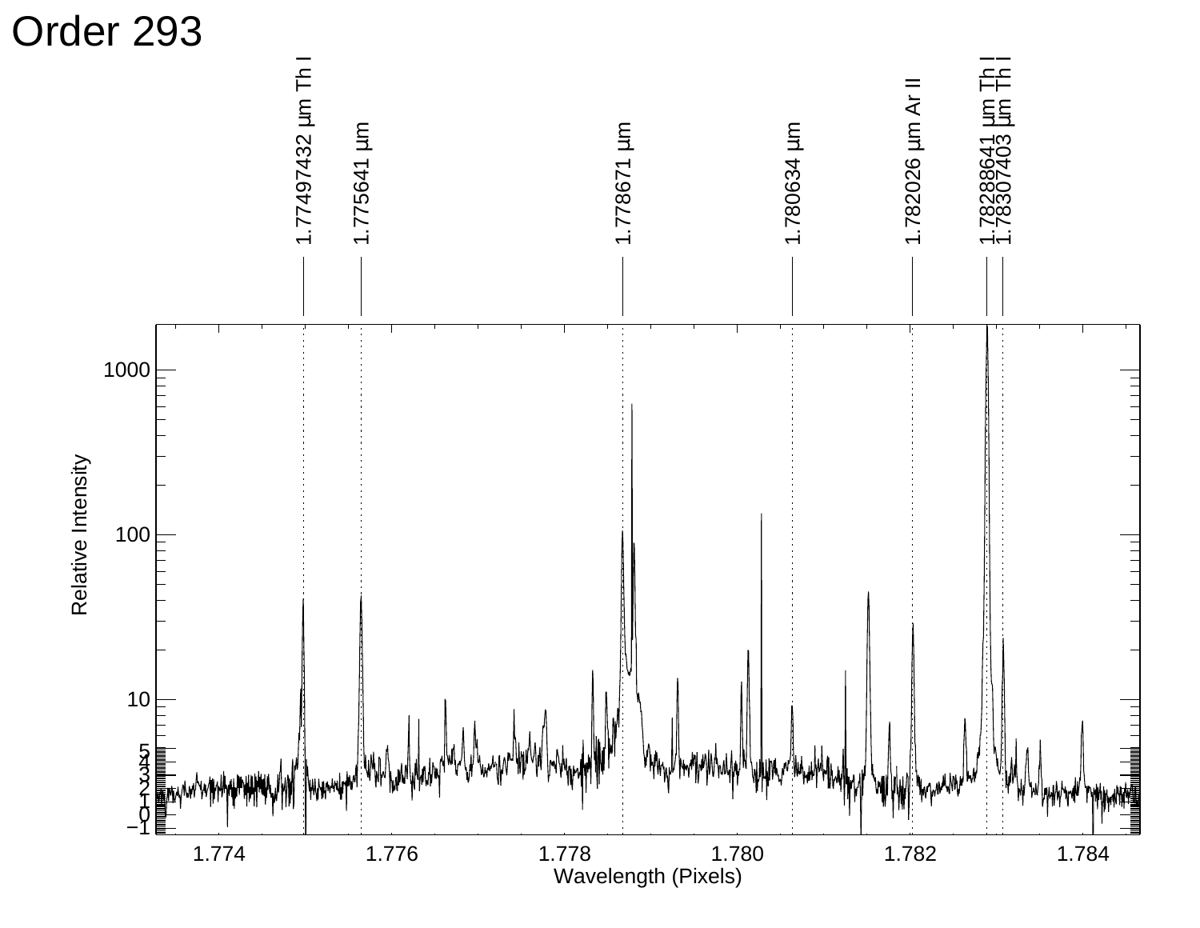# Order 293

1.77497432 µm Th I

1.775641 µm

1.778671 µm

1.780634 µm

1.782026 µm Ar II

1.7828641 µm Th I

1.78307403 µm Th I

Relative Intensity

Wavelength (Pixels)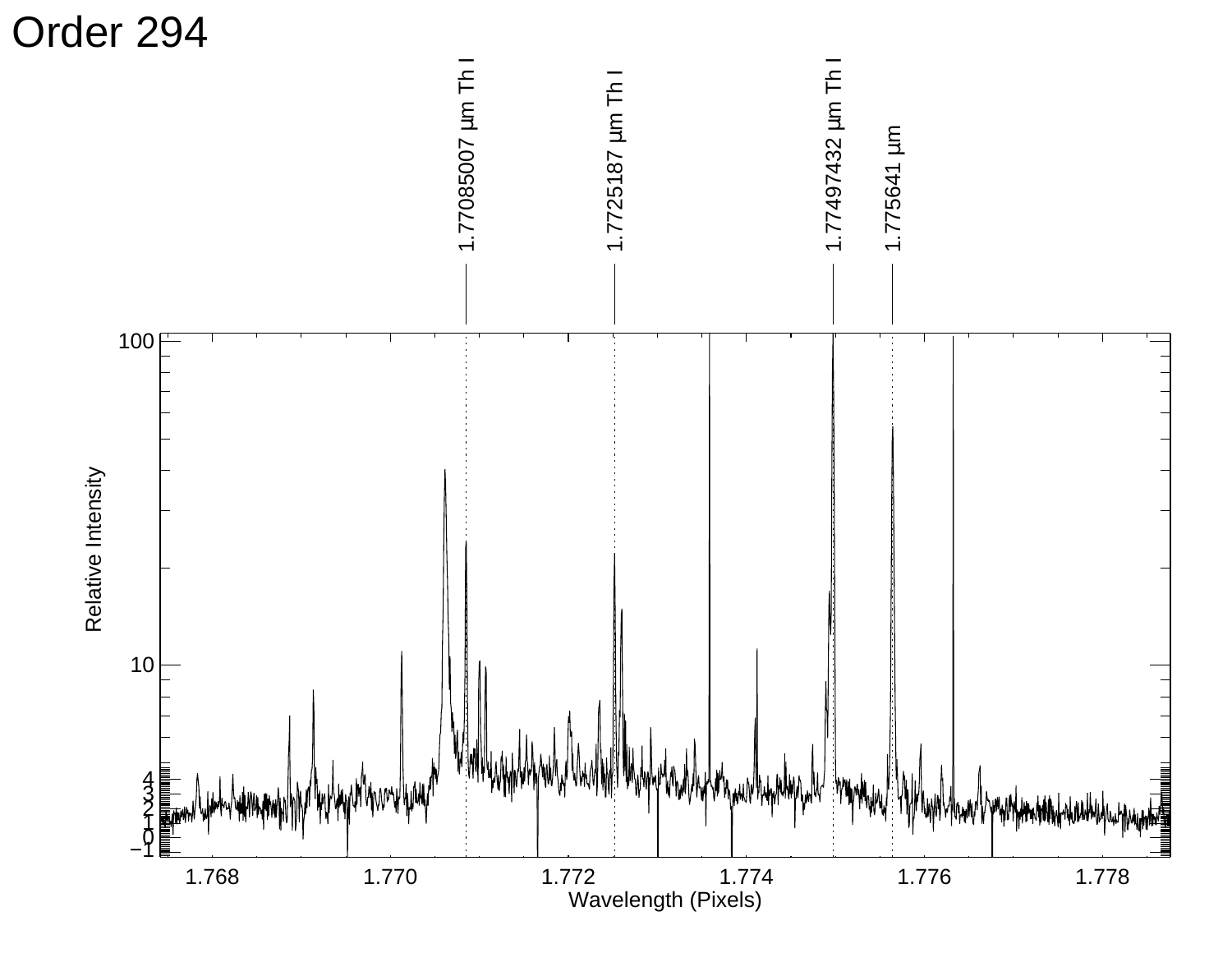# Order 294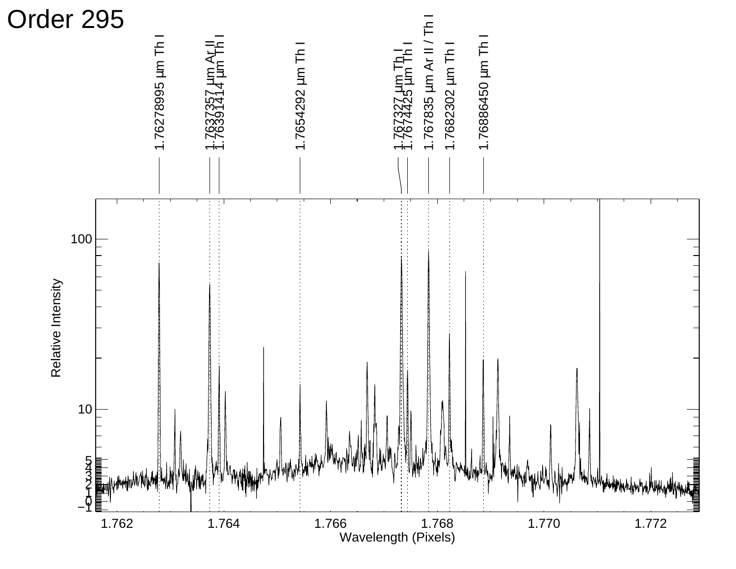# Order 295

1.76278995 µm Th I

1.7637357 µm Ar II

1.76391414 µm Th I

1.7654292 µm Th I

1.767327 µm Th I

1.7674425 µm Th I

1.767835 µm Ar II / Th I

1.7682302 µm Th I

1.76886450 µm Th I

Relative Intensity

Wavelength (Pixels)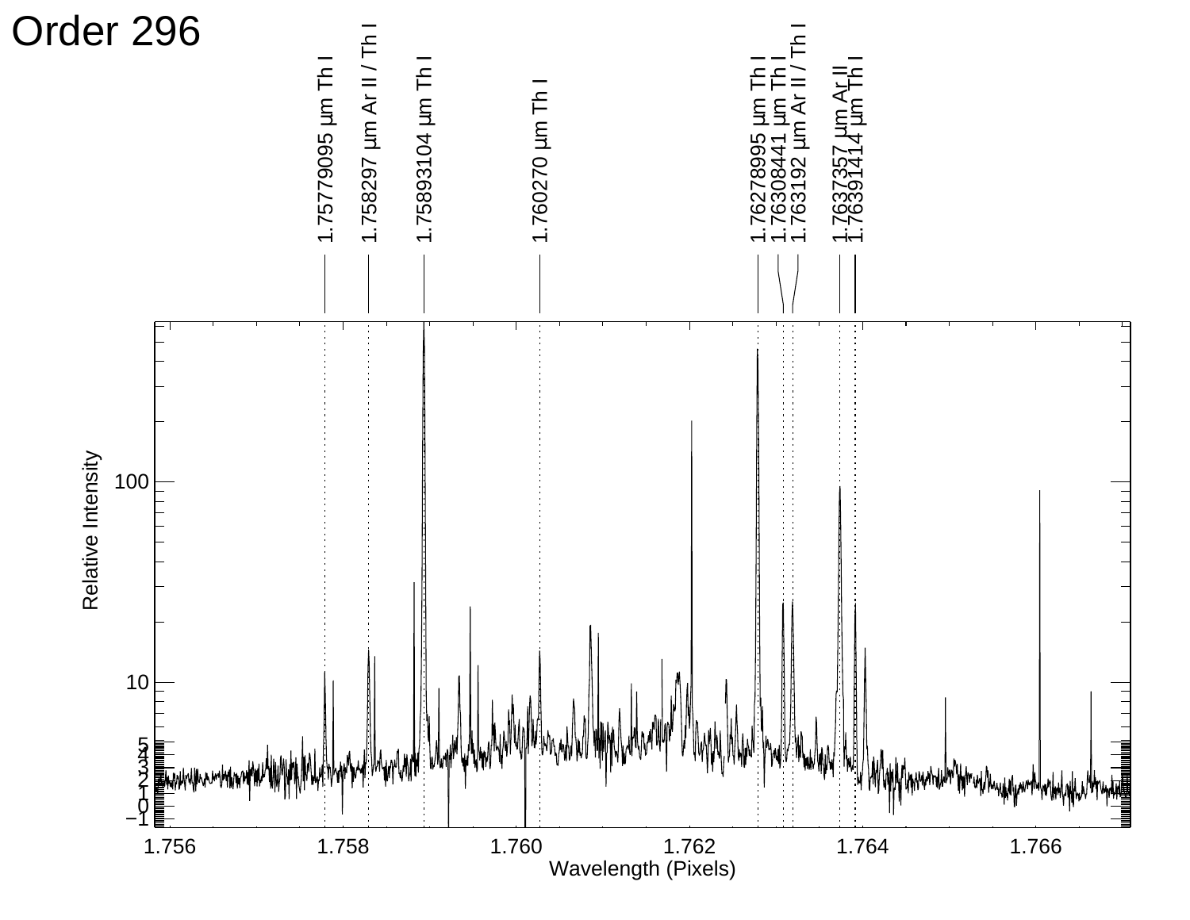# Order 296

1.75779095 µm Th I

1.758297 µm Ar II / Th I

1.75893104 µm Th I

1.760270 µm Th I

1.76278995 µm Th I

1.76308441 µm Th I

1.763192 µm Ar II / Th I

1.7637357 µm Ar II

1.76391414 µm Th I

Relative Intensity

Wavelength (Pixels)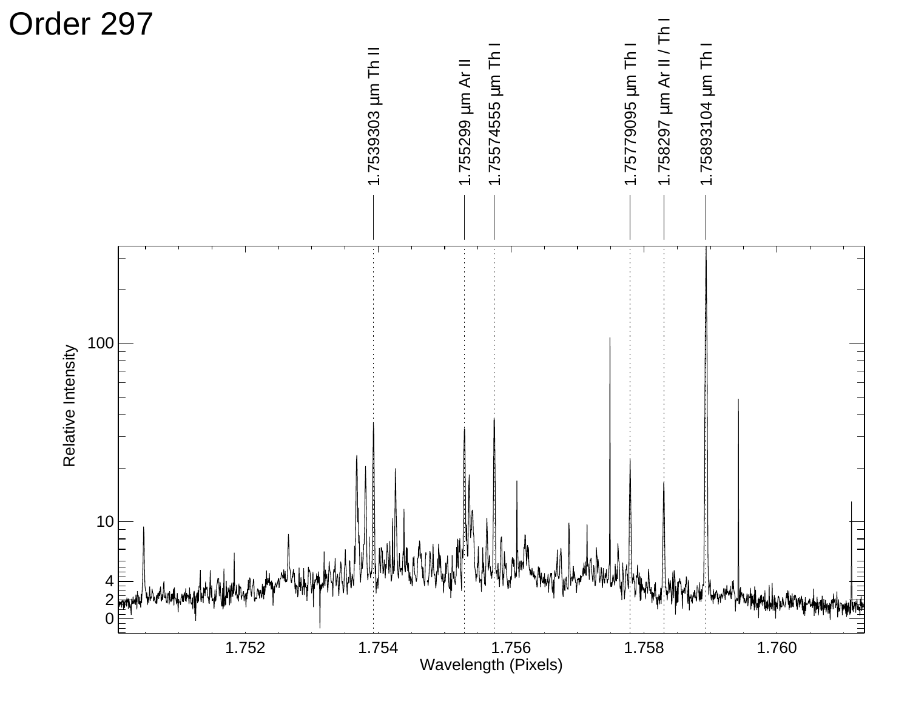# Order 297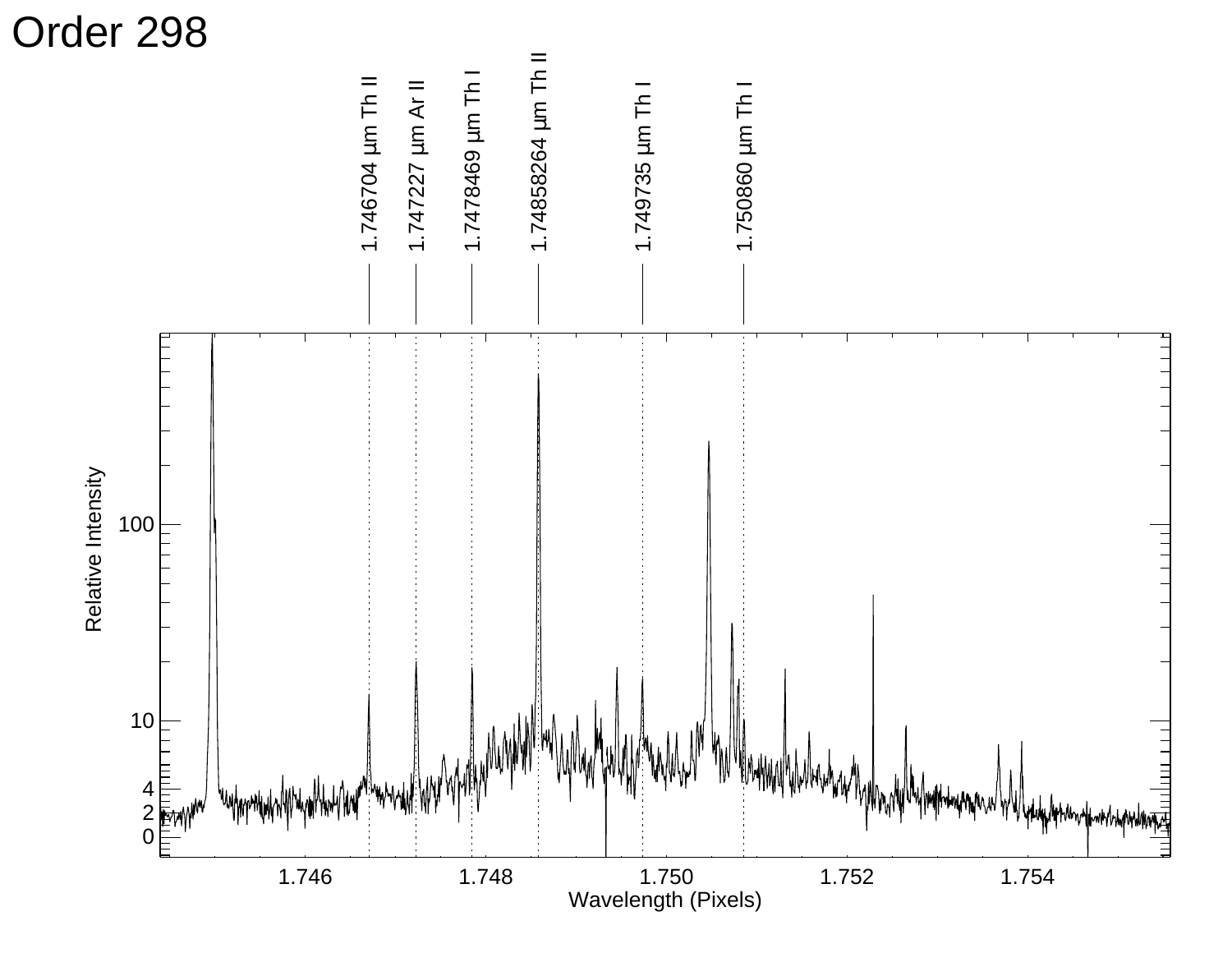# Order 298

1.746704 μm Th II

1.747227 μm Ar II

1.7478469 μm Th I

1.7485264 μm Th II

1.749735 μm Th I

1.750860 μm Th I

Relative Intensity

Wavelength (Pixels)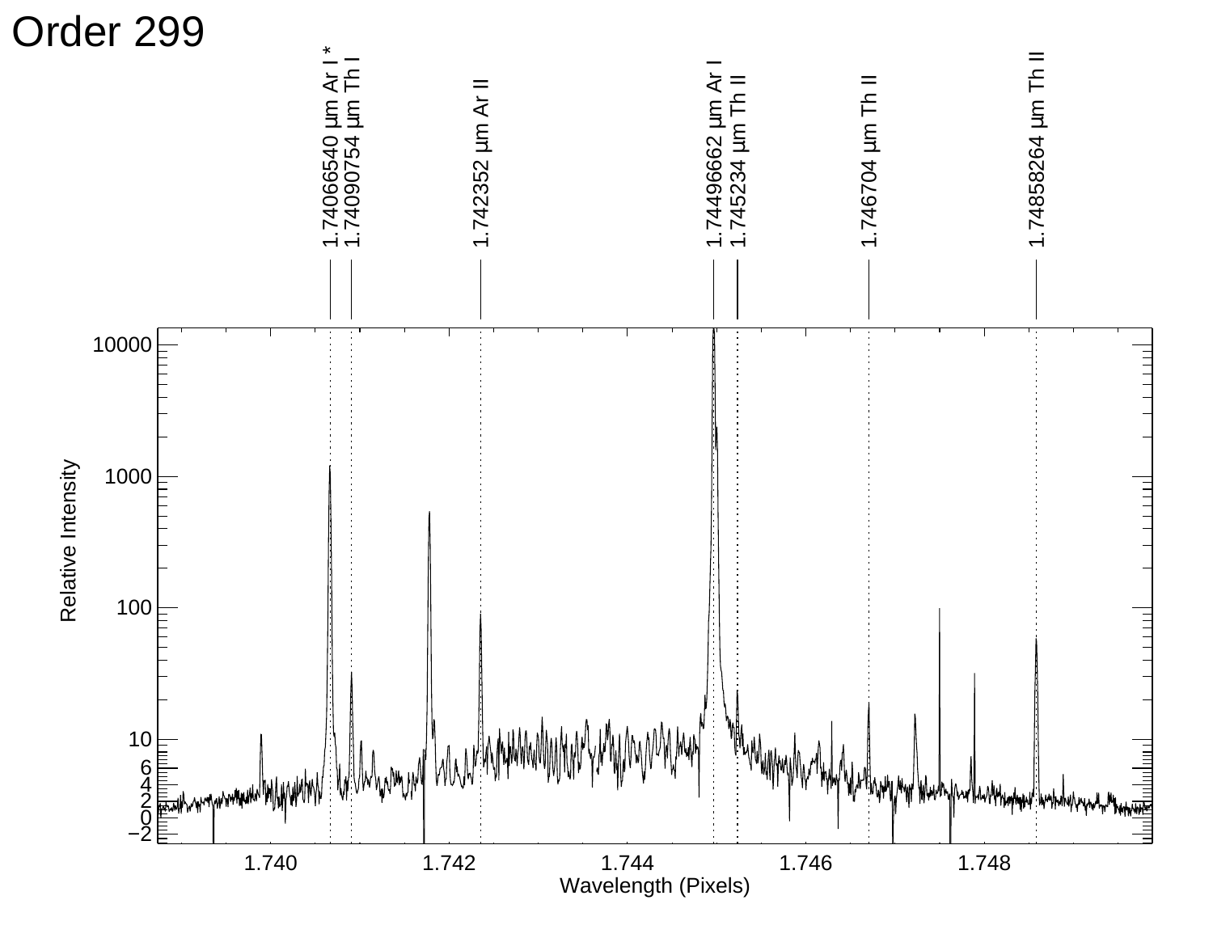# Order 299

1.74066540 µm Ar I *
1.74090754 µm Th I
1.742352 µm Ar II
1.74496662 µm Ar I
1.745234 µm Th II
1.746704 µm Th II
1.74858264 µm Th II

Relative Intensity

Wavelength (Pixels)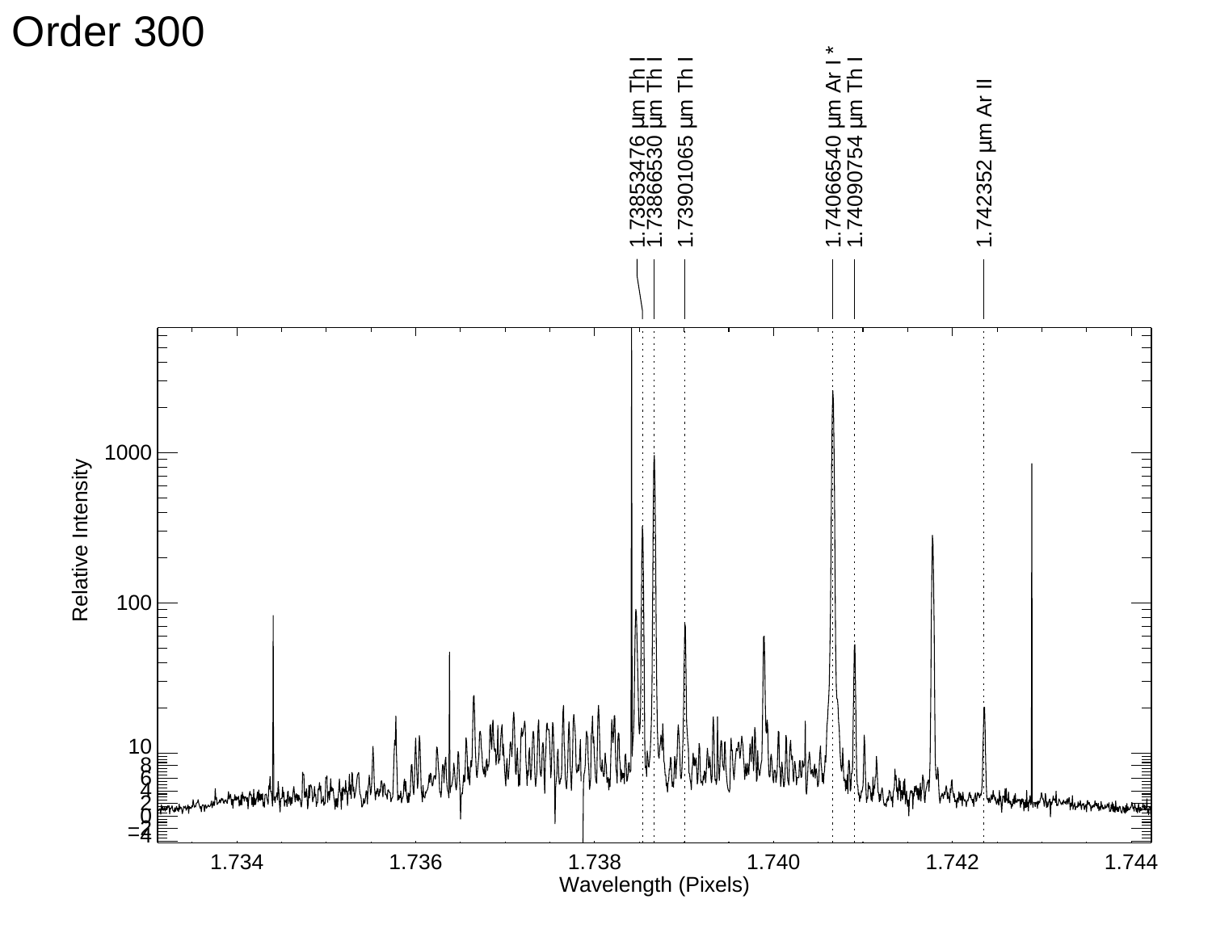# Order 300

1.73853476 µm Th I
1.73866530 µm Th I
1.73901065 µm Th I
1.74066540 µm Ar I *
1.74090754 µm Th I
1.742352 µm Ar II

Relative Intensity

Wavelength (Pixels)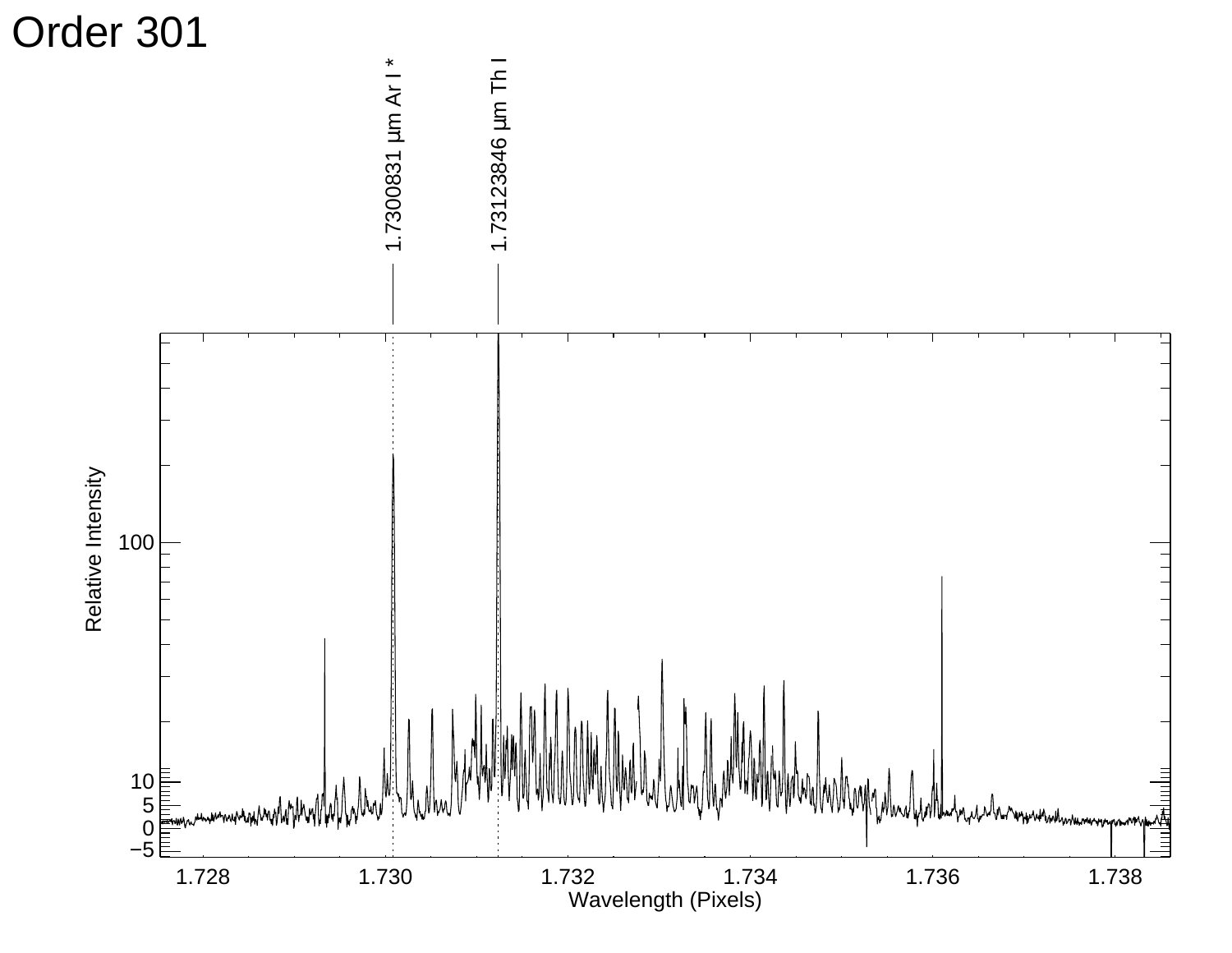# Order 301

1.7300831 µm Ar I *

1.73123846 µm Th I

Relative Intensity

Wavelength (Pixels)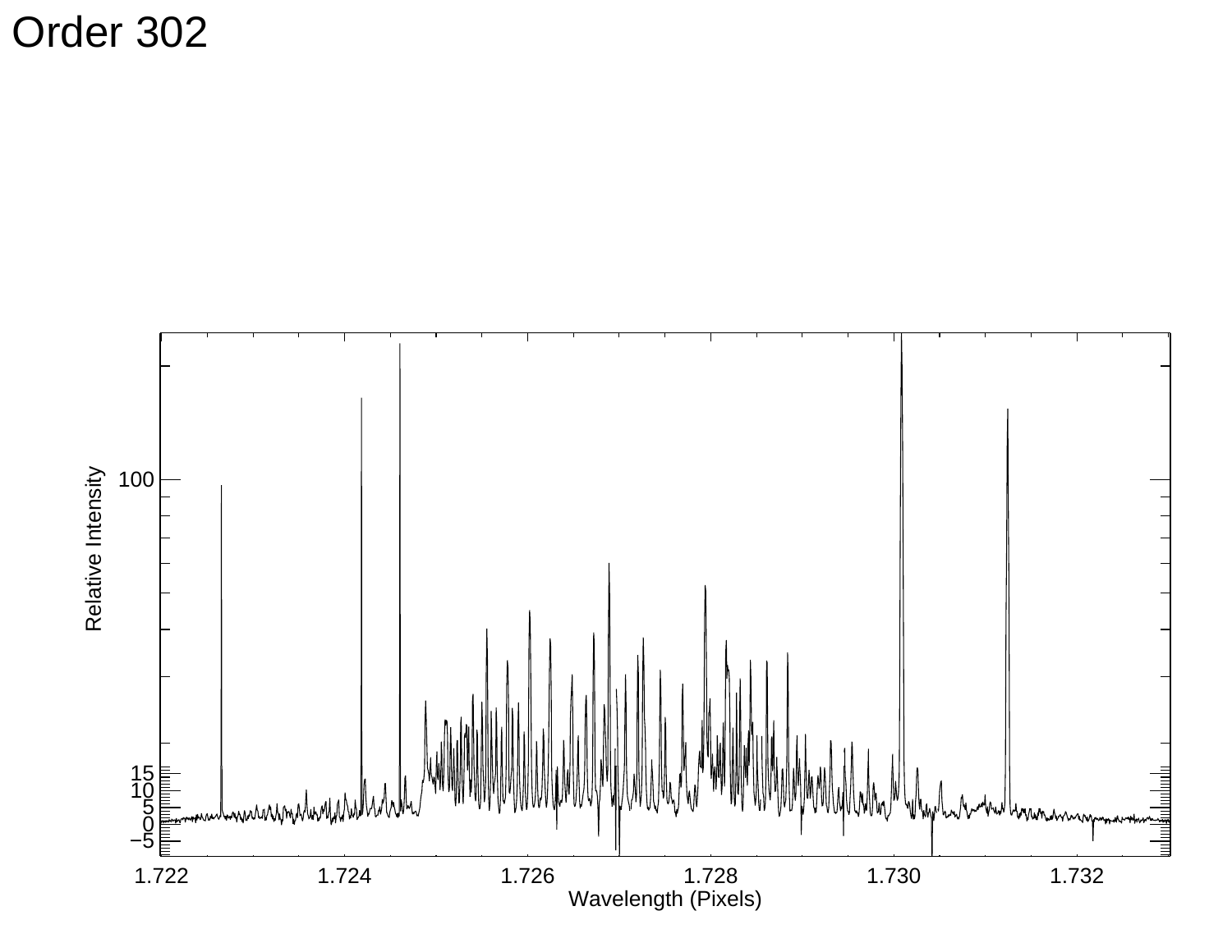# Order 302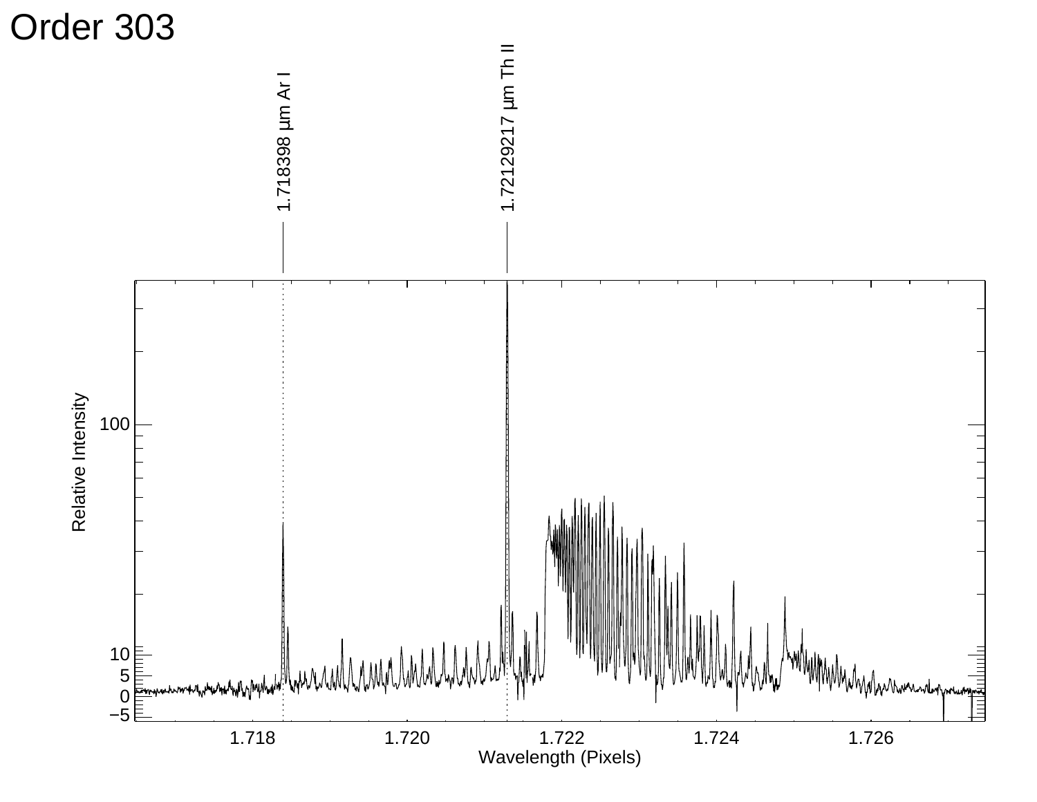# Order 303

1.718398 µm Ar I

1.72129217 µm Th II

Relative Intensity

Wavelength (Pixels)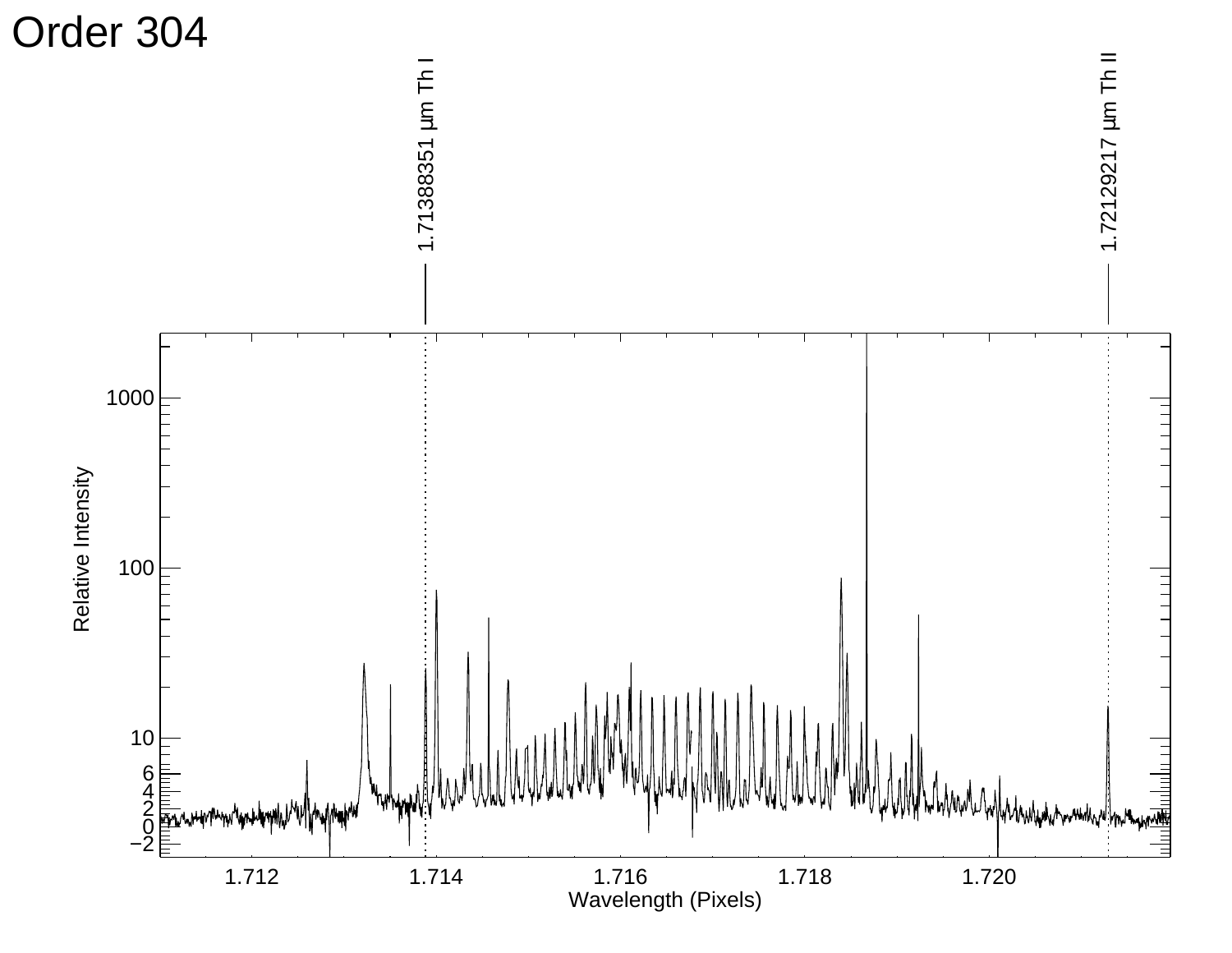# Order 304

1.71388351 μm Th I

1.72129217 μm Th II

Relative Intensity

Wavelength (Pixels)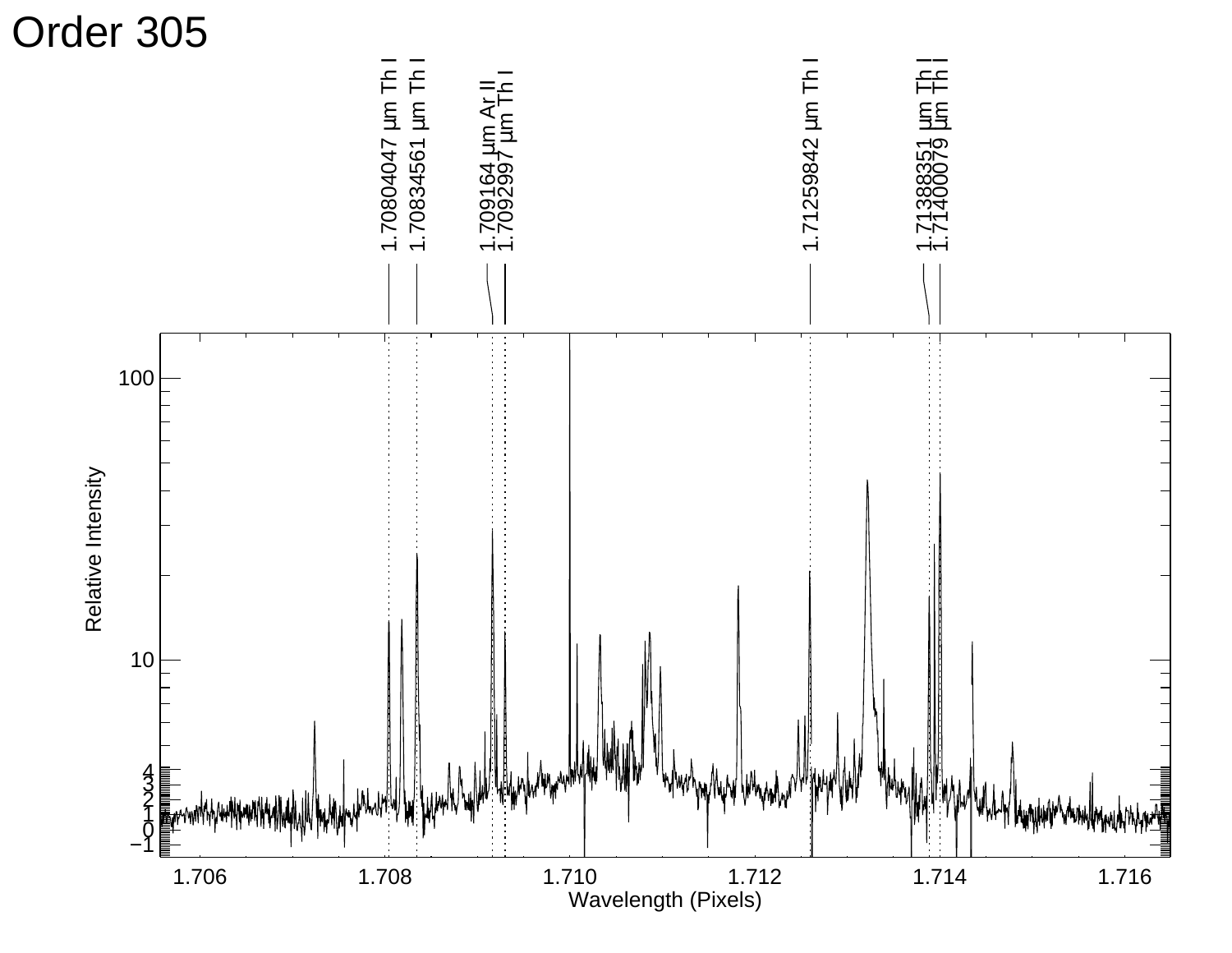# Order 305

1.70804047 μm Th I

1.70834561 μm Th I

1.709164 μm Ar II

1.7092997 μm Th I

1.71259842 μm Th I

1.71388351 μm Th I

1.71400079 μm Th I

Relative Intensity

Wavelength (Pixels)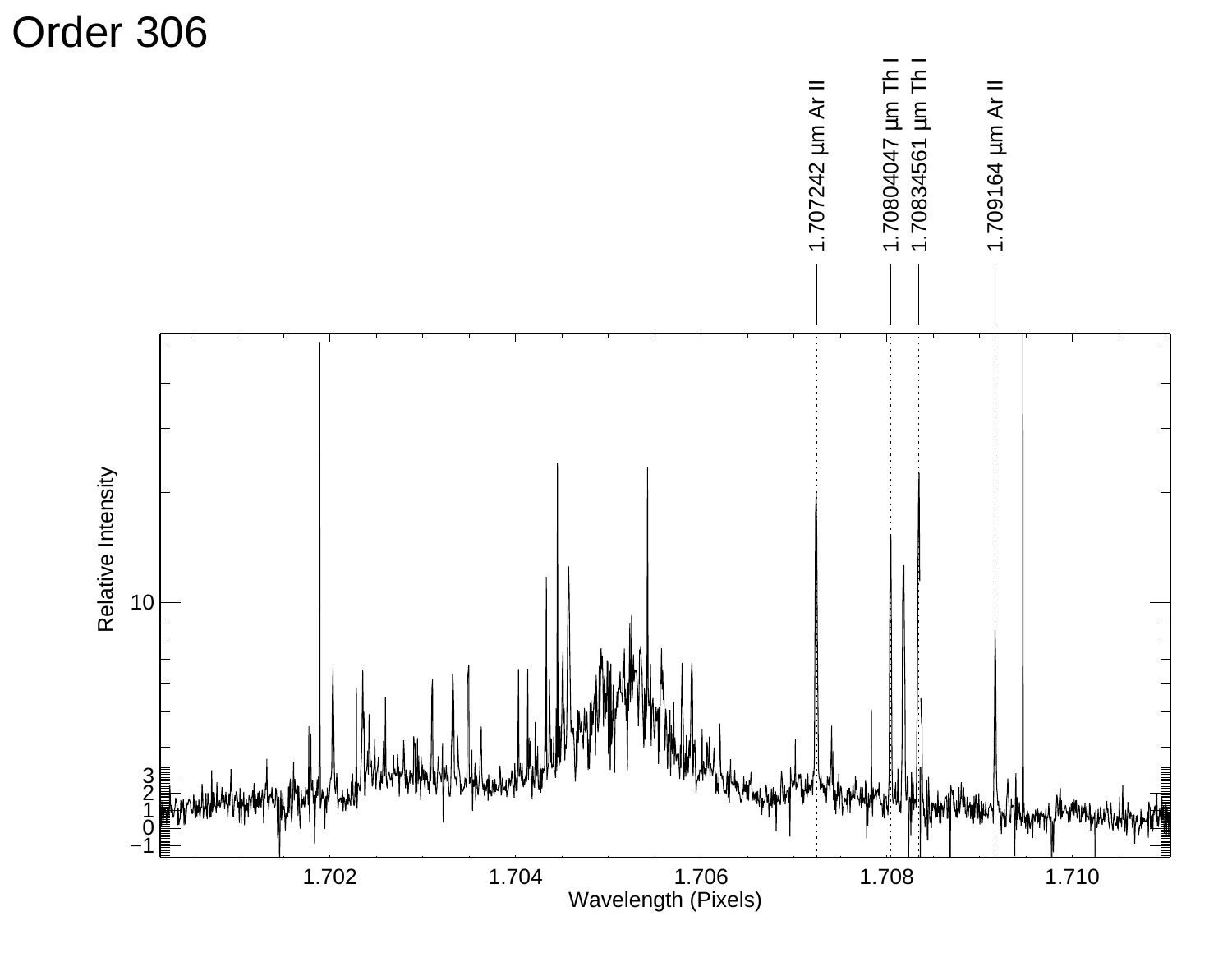# Order 306

1.707242 μm Ar II

1.70804047 μm Th I

1.70834561 μm Th I

1.709164 μm Ar II

Relative Intensity

Wavelength (Pixels)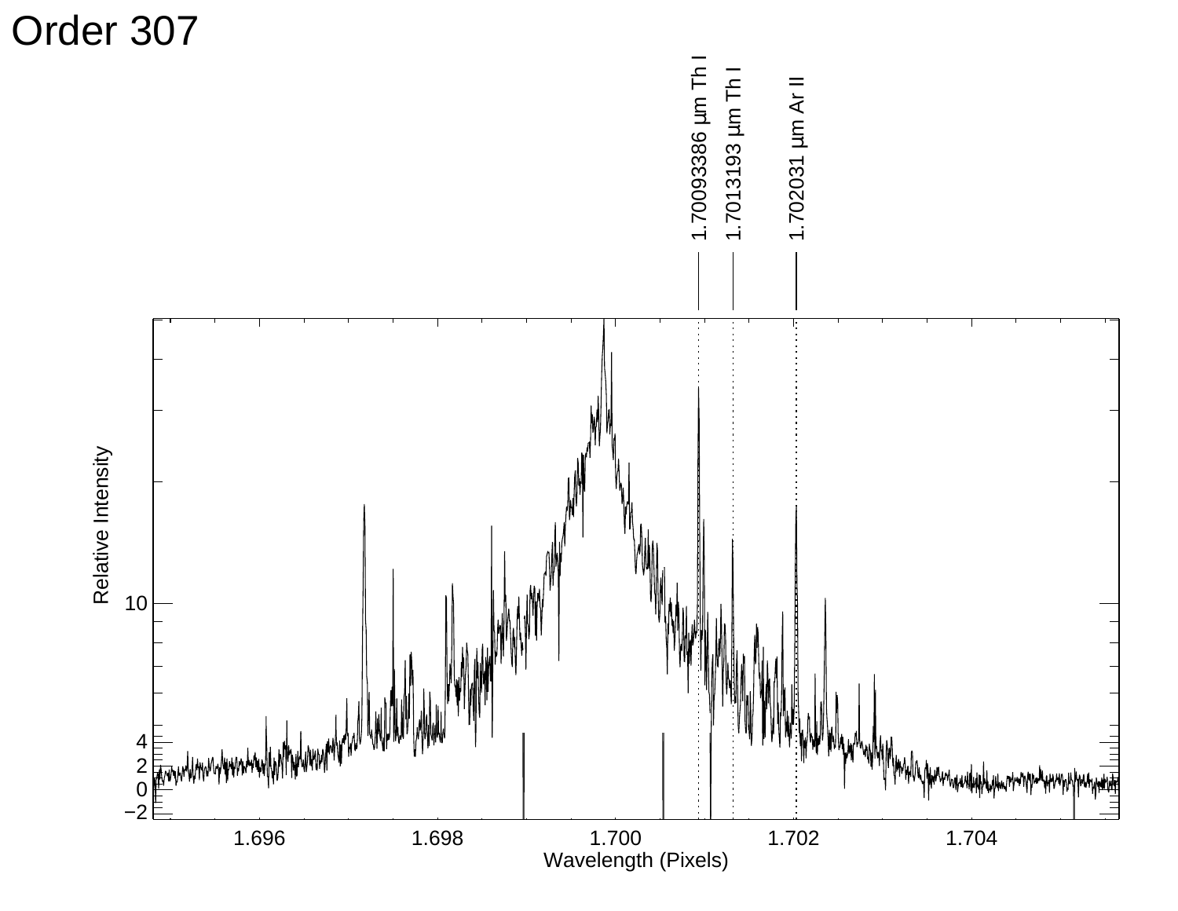# Order 307

1.70093386 µm Th I

1.7013193 µm Th I

1.702031 µm Ar II

Relative Intensity

Wavelength (Pixels)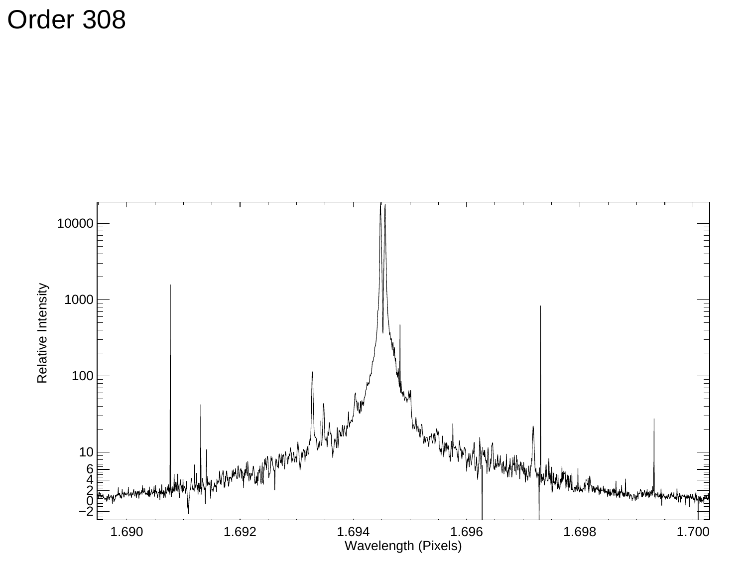# Order 308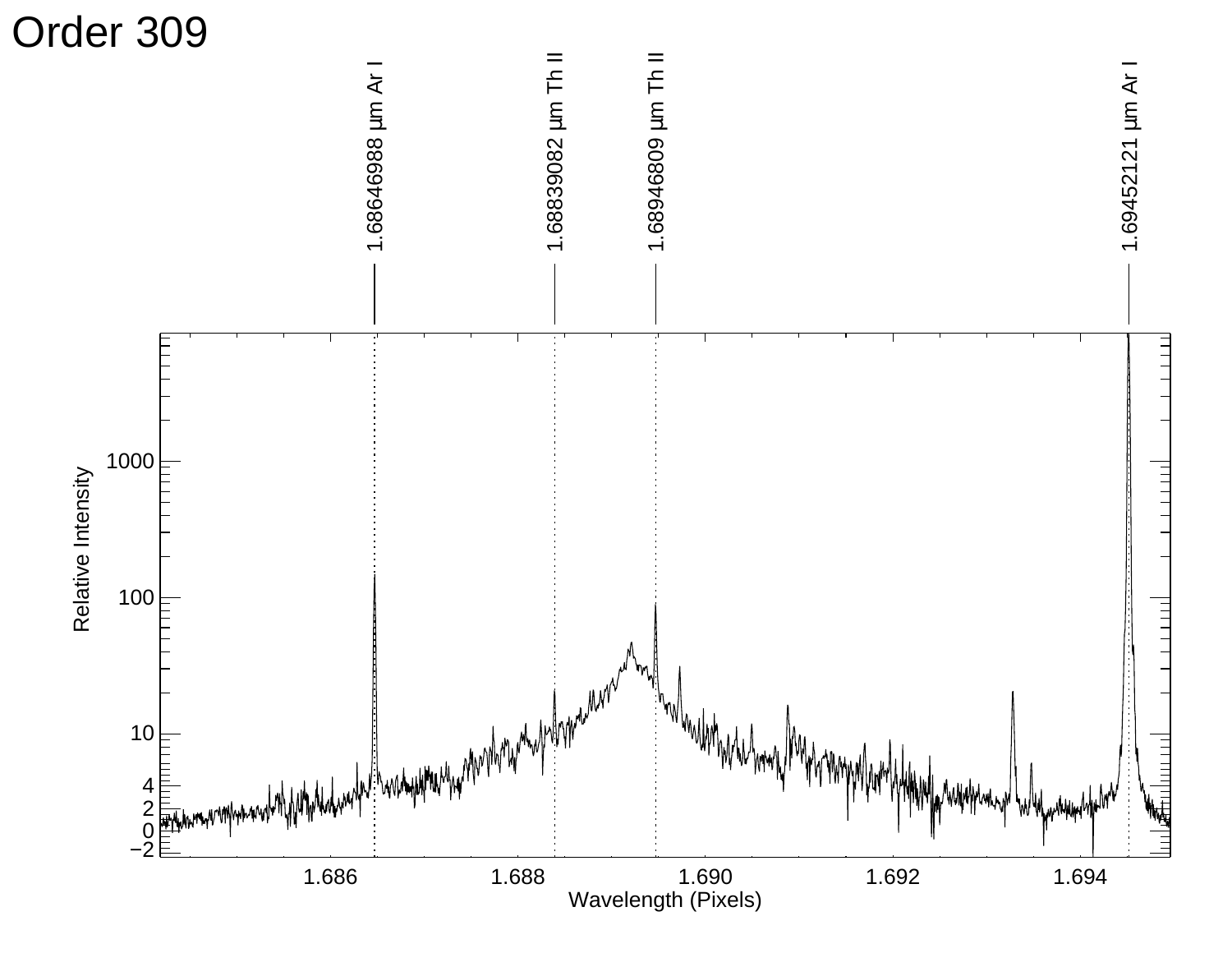# Order 309

1.68646988 µm Ar I

1.68839082 µm Th II

1.68946809 µm Th II

1.69452121 µm Ar I

Relative Intensity

Wavelength (Pixels)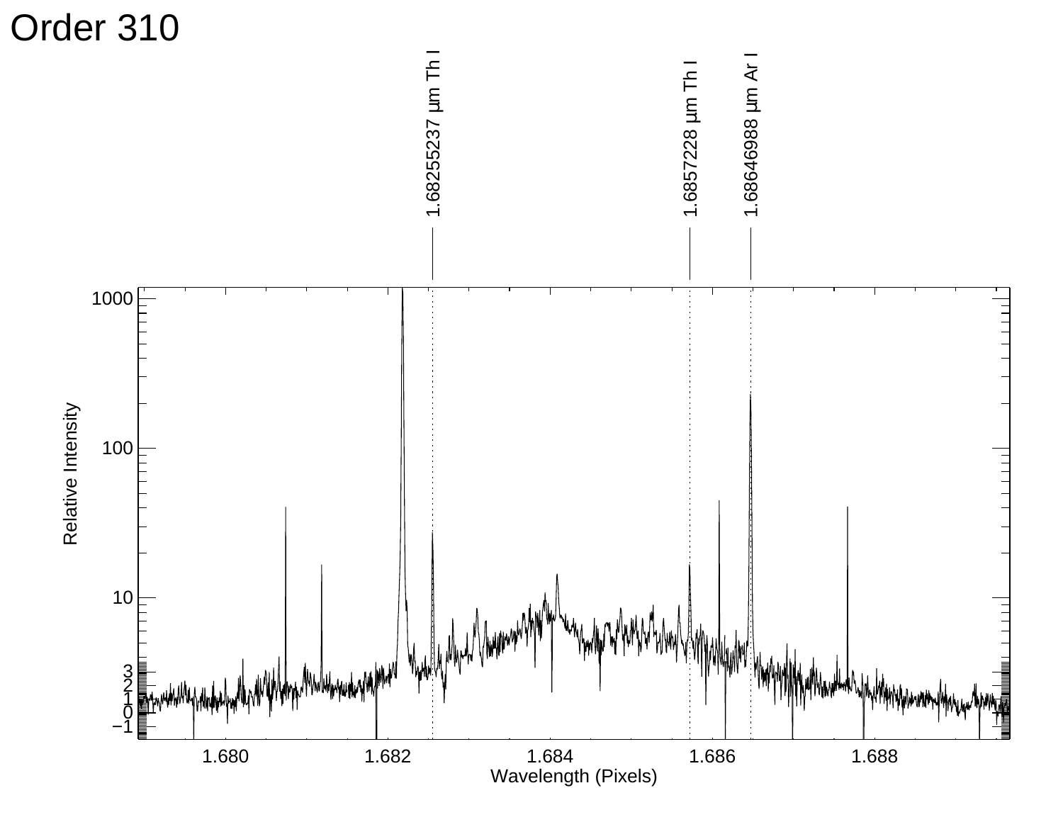# Order 310

1.68255237 μm Th I

1.6857228 μm Th I

1.68646988 μm Ar I

Relative Intensity

Wavelength (Pixels)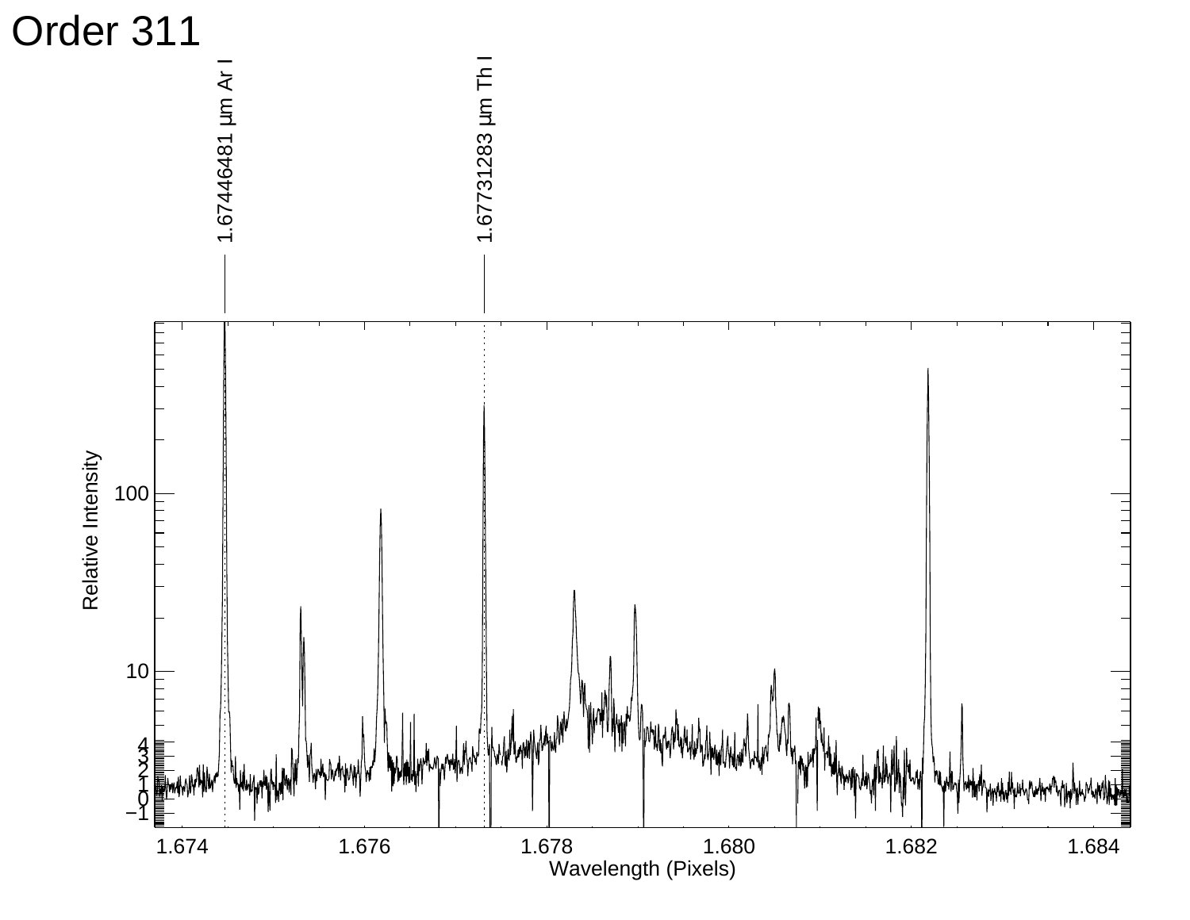# Order 311

1.67446481 µm Ar I

1.67731283 µm Th I

Relative Intensity

Wavelength (Pixels)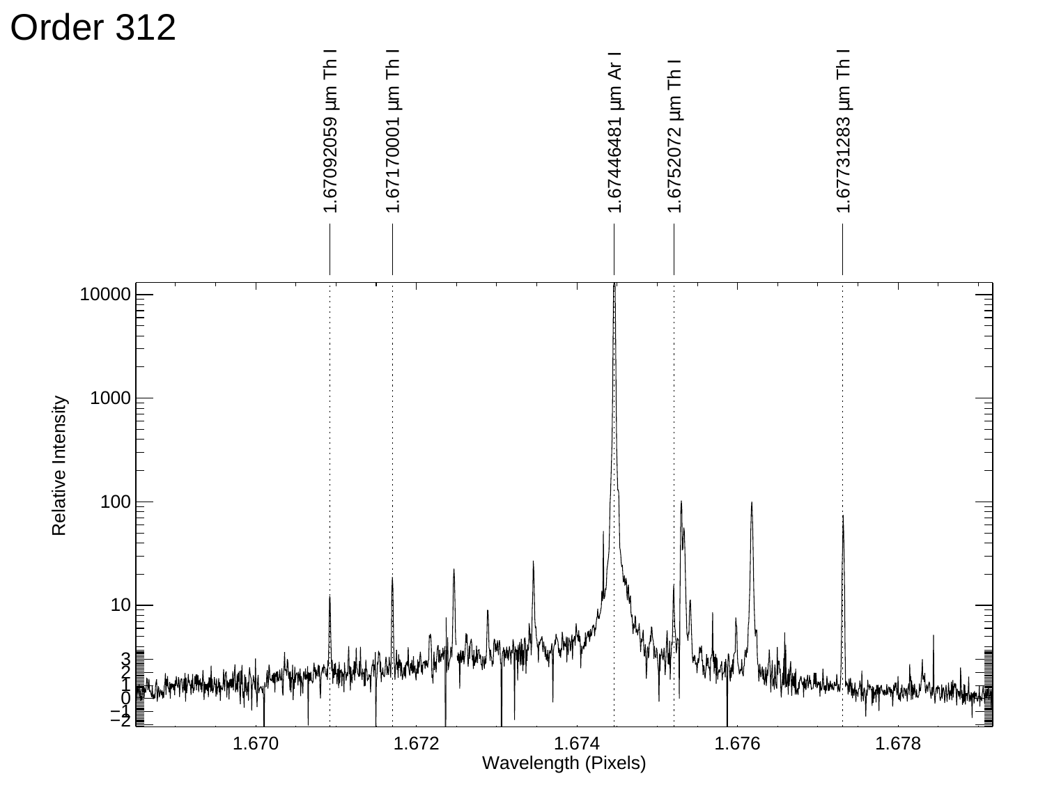# Order 312

1.67092059 µm Th I

1.67170001 µm Th I

1.67446481 µm Ar I

1.6752072 µm Th I

1.67731283 µm Th I

Relative Intensity

Wavelength (Pixels)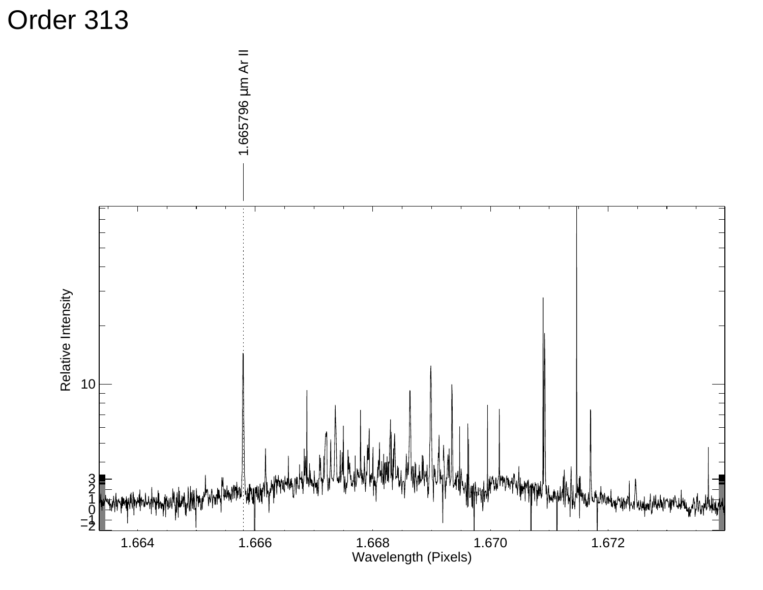# Order 313

1.665796 μm Ar II

Relative Intensity

Wavelength (Pixels)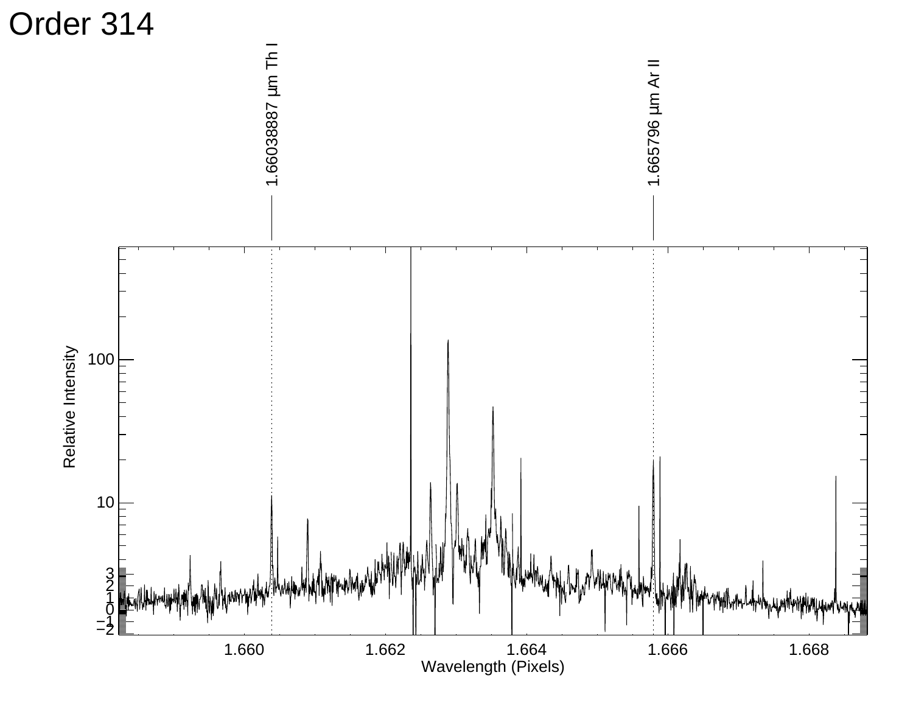# Order 314

1.66038887 µm Th I

1.665796 µm Ar II

Relative Intensity

Wavelength (Pixels)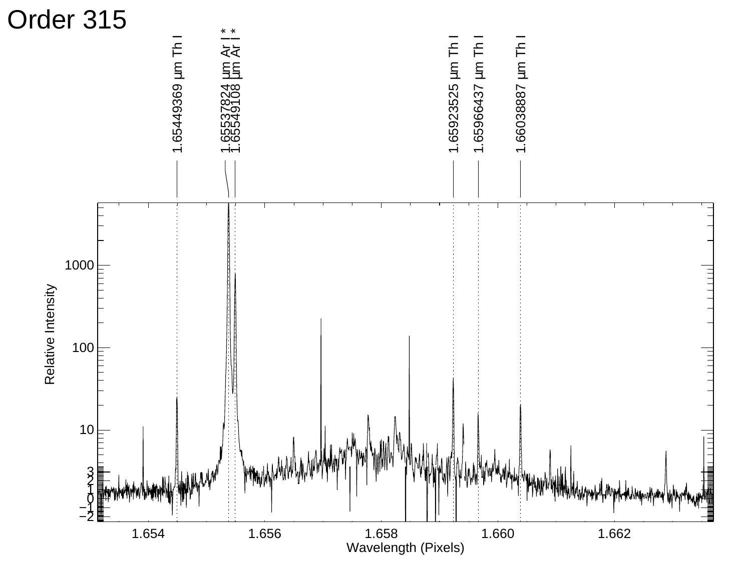# Order 315

1.65449369 μm Th I

1.65537824 μm Ar I *

1.65549108 μm Ar I *

1.65923525 μm Th I

1.65966437 μm Th I

1.66038887 μm Th I

Relative Intensity

Wavelength (Pixels)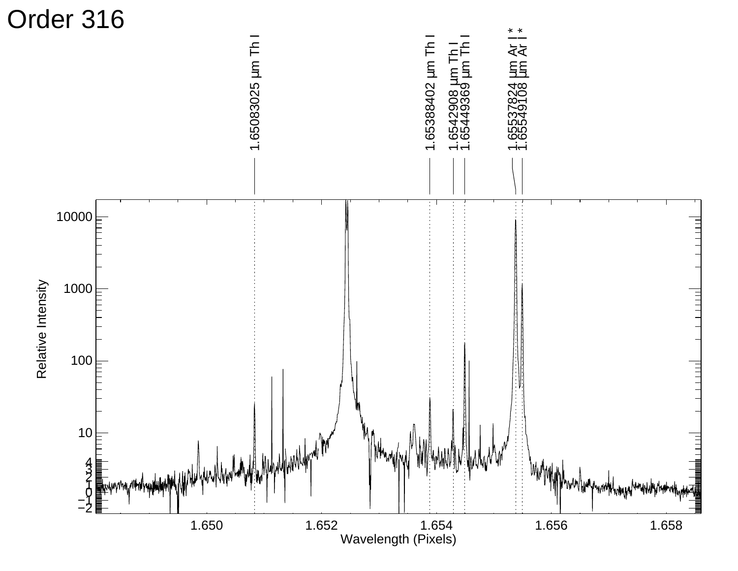# Order 316

1.65083025 µm Th I

1.65388402 µm Th I

1.6542908 µm Th I

1.65449369 µm Th I

1.65537824 µm Ar I *

1.65549108 µm Ar I *

Relative Intensity

Wavelength (Pixels)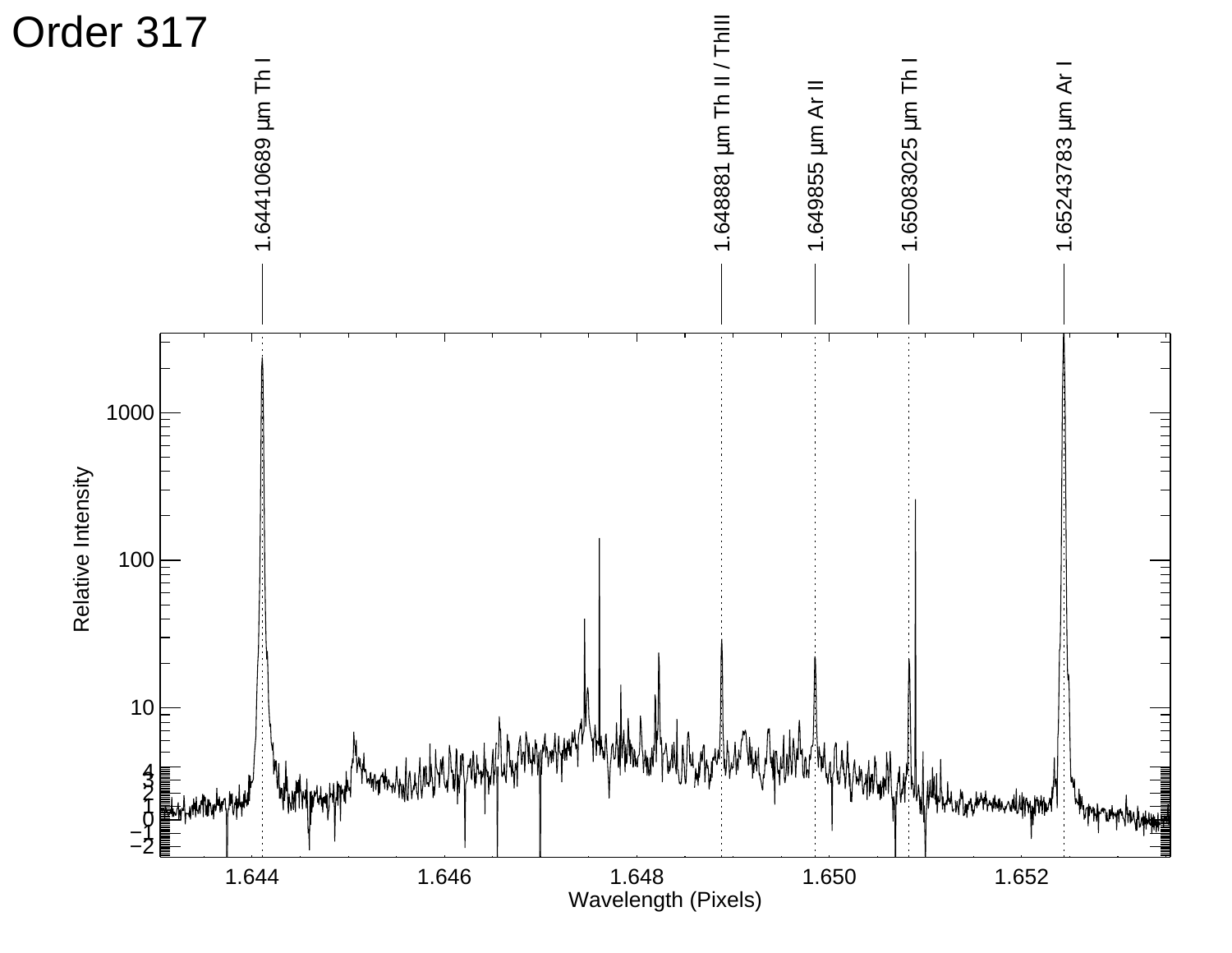# Order 317

1.64410689 µm Th I

1.648881 µm Th II / ThIII

1.649855 µm Ar II

1.65083025 µm Th I

1.65243783 µm Ar I

Relative Intensity

Wavelength (Pixels)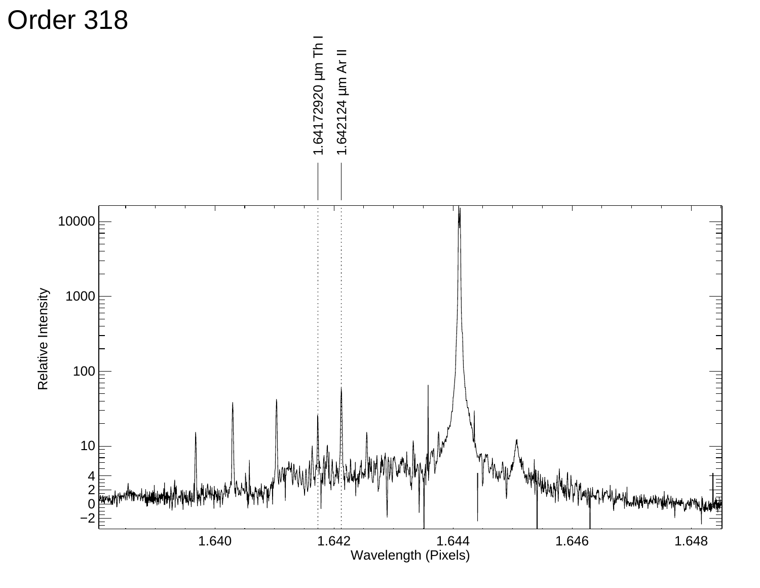# Order 318

1.64172920 μm Th I

1.642124 μm Ar II

Relative Intensity

Wavelength (Pixels)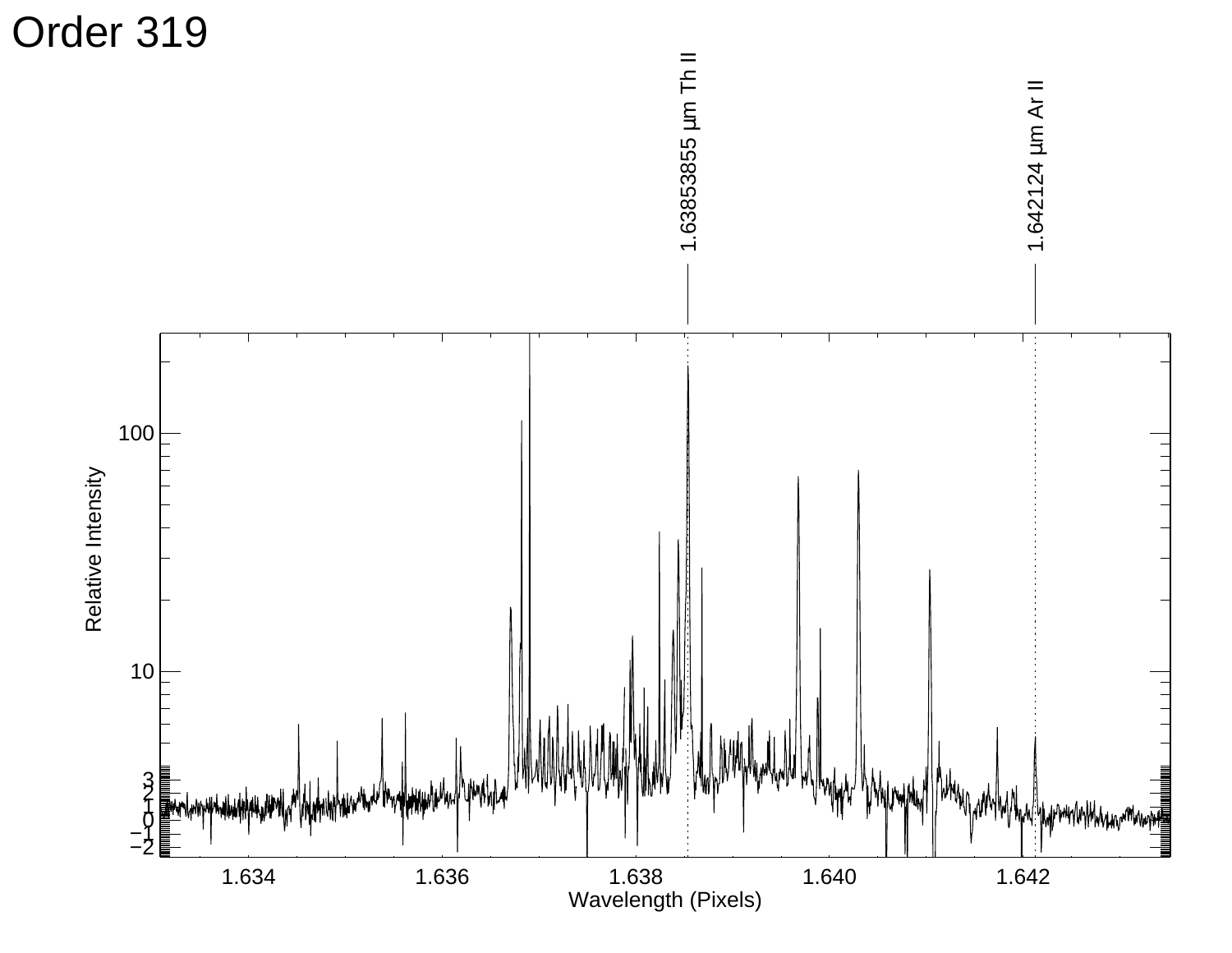# Order 319

1.63853855 µm Th II

1.642124 µm Ar II

100

10

3
2
1
0
−1
−2

Relative Intensity

1.634
1.636
1.638
1.640
1.642

Wavelength (Pixels)